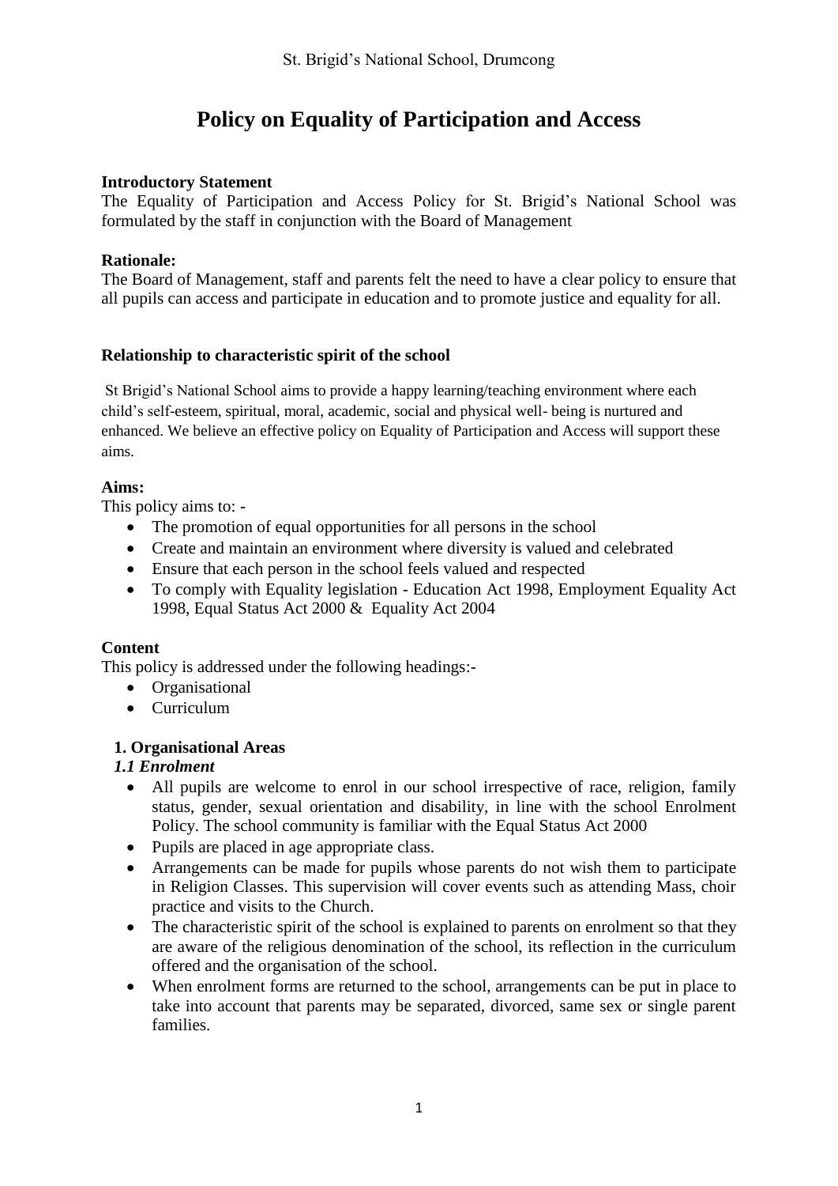St. Brigid's National School, Drumcong

# Policy on Equality of Participation and Access

**Introductory Statement**

The Equality of Participation and Access Policy for St. Brigid's National School was formulated by the staff in conjunction with the Board of Management

**Rationale:**

The Board of Management, staff and parents felt the need to have a clear policy to ensure that all pupils can access and participate in education and to promote justice and equality for all.

**Relationship to characteristic spirit of the school**

St Brigid's National School aims to provide a happy learning/teaching environment where each child's self-esteem, spiritual, moral, academic, social and physical well- being is nurtured and enhanced. We believe an effective policy on Equality of Participation and Access will support these aims.

**Aims:**

This policy aims to: -

- The promotion of equal opportunities for all persons in the school
- Create and maintain an environment where diversity is valued and celebrated
- Ensure that each person in the school feels valued and respected
- To comply with Equality legislation - Education Act 1998, Employment Equality Act 1998, Equal Status Act 2000 & Equality Act 2004

**Content**

This policy is addressed under the following headings:-

- Organisational
- Curriculum

**1. Organisational Areas**

***1.1 Enrolment***

- All pupils are welcome to enrol in our school irrespective of race, religion, family status, gender, sexual orientation and disability, in line with the school Enrolment Policy. The school community is familiar with the Equal Status Act 2000
- Pupils are placed in age appropriate class.
- Arrangements can be made for pupils whose parents do not wish them to participate in Religion Classes. This supervision will cover events such as attending Mass, choir practice and visits to the Church.
- The characteristic spirit of the school is explained to parents on enrolment so that they are aware of the religious denomination of the school, its reflection in the curriculum offered and the organisation of the school.
- When enrolment forms are returned to the school, arrangements can be put in place to take into account that parents may be separated, divorced, same sex or single parent families.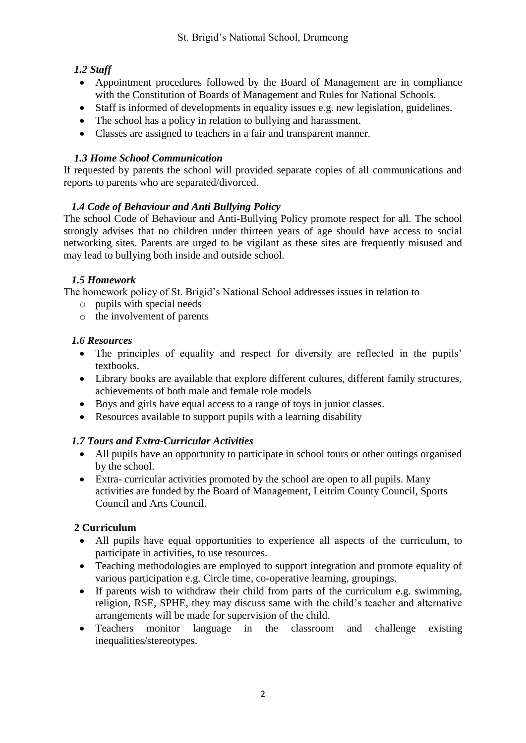### *1.2 Staff*

- Appointment procedures followed by the Board of Management are in compliance with the Constitution of Boards of Management and Rules for National Schools.
- Staff is informed of developments in equality issues e.g. new legislation, guidelines.
- The school has a policy in relation to bullying and harassment.
- Classes are assigned to teachers in a fair and transparent manner.

### *1.3 Home School Communication*

If requested by parents the school will provided separate copies of all communications and reports to parents who are separated/divorced.

### *1.4 Code of Behaviour and Anti Bullying Policy*

The school Code of Behaviour and Anti-Bullying Policy promote respect for all. The school strongly advises that no children under thirteen years of age should have access to social networking sites. Parents are urged to be vigilant as these sites are frequently misused and may lead to bullying both inside and outside school.

### *1.5 Homework*

The homework policy of St. Brigid's National School addresses issues in relation to

- pupils with special needs
- the involvement of parents

### *1.6 Resources*

- The principles of equality and respect for diversity are reflected in the pupils' textbooks.
- Library books are available that explore different cultures, different family structures, achievements of both male and female role models
- Boys and girls have equal access to a range of toys in junior classes.
- Resources available to support pupils with a learning disability

### *1.7 Tours and Extra-Curricular Activities*

- All pupils have an opportunity to participate in school tours or other outings organised by the school.
- Extra- curricular activities promoted by the school are open to all pupils. Many activities are funded by the Board of Management, Leitrim County Council, Sports Council and Arts Council.

## 2 Curriculum

- All pupils have equal opportunities to experience all aspects of the curriculum, to participate in activities, to use resources.
- Teaching methodologies are employed to support integration and promote equality of various participation e.g. Circle time, co-operative learning, groupings.
- If parents wish to withdraw their child from parts of the curriculum e.g. swimming, religion, RSE, SPHE, they may discuss same with the child's teacher and alternative arrangements will be made for supervision of the child.
- Teachers monitor language in the classroom and challenge existing inequalities/stereotypes.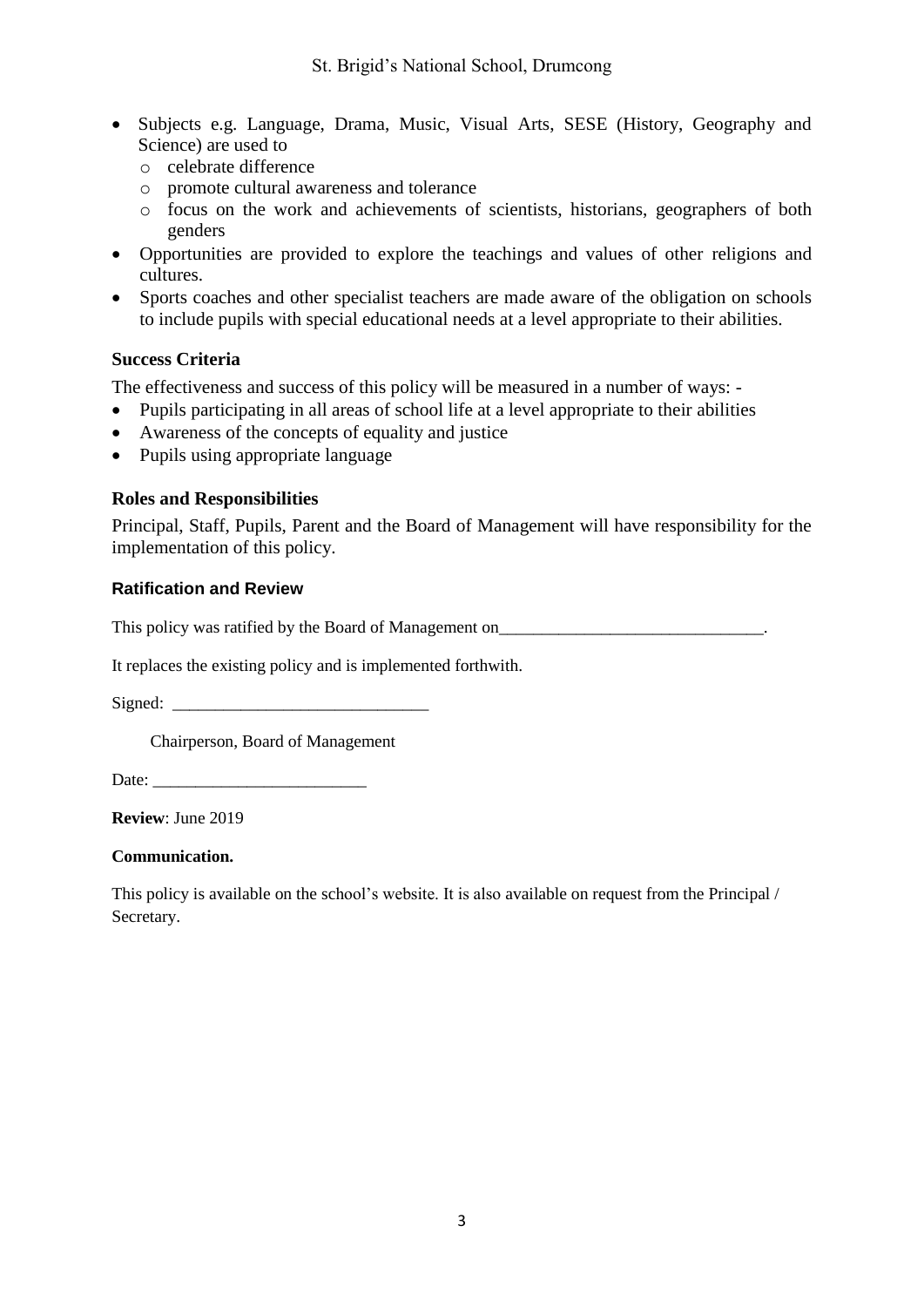- Subjects e.g. Language, Drama, Music, Visual Arts, SESE (History, Geography and Science) are used to
  - celebrate difference
  - promote cultural awareness and tolerance
  - focus on the work and achievements of scientists, historians, geographers of both genders
- Opportunities are provided to explore the teachings and values of other religions and cultures.
- Sports coaches and other specialist teachers are made aware of the obligation on schools to include pupils with special educational needs at a level appropriate to their abilities.

### Success Criteria

The effectiveness and success of this policy will be measured in a number of ways: -

- Pupils participating in all areas of school life at a level appropriate to their abilities
- Awareness of the concepts of equality and justice
- Pupils using appropriate language

### Roles and Responsibilities

Principal, Staff, Pupils, Parent and the Board of Management will have responsibility for the implementation of this policy.

### Ratification and Review

This policy was ratified by the Board of Management on_______________________________.

It replaces the existing policy and is implemented forthwith.

Signed: ______________________________

Chairperson, Board of Management

Date: _________________________

**Review**: June 2019

**Communication.**

This policy is available on the school's website. It is also available on request from the Principal / Secretary.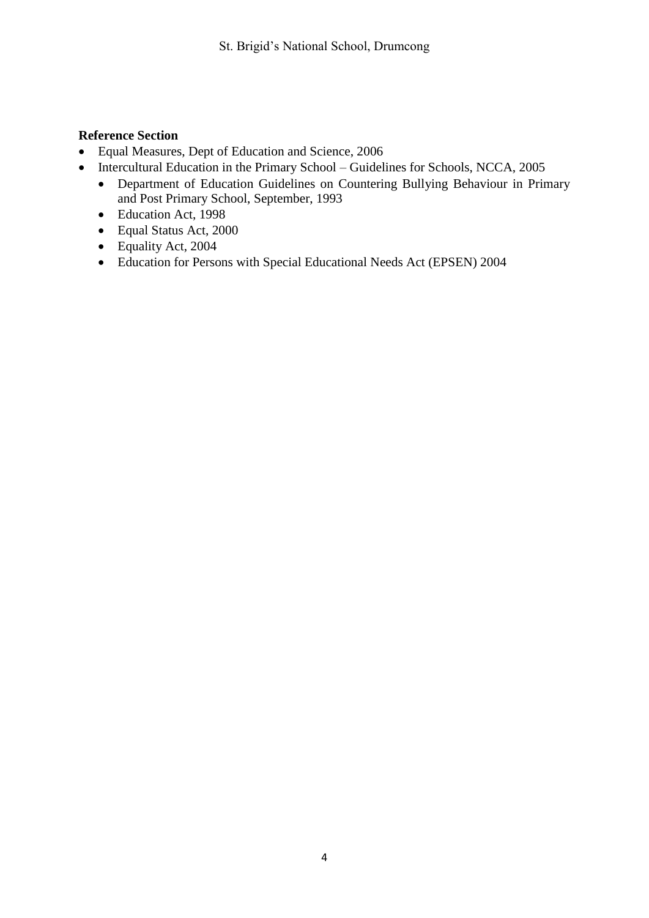**Reference Section**

- Equal Measures, Dept of Education and Science, 2006
- Intercultural Education in the Primary School – Guidelines for Schools, NCCA, 2005
  - Department of Education Guidelines on Countering Bullying Behaviour in Primary and Post Primary School, September, 1993
  - Education Act, 1998
  - Equal Status Act, 2000
  - Equality Act, 2004
  - Education for Persons with Special Educational Needs Act (EPSEN) 2004